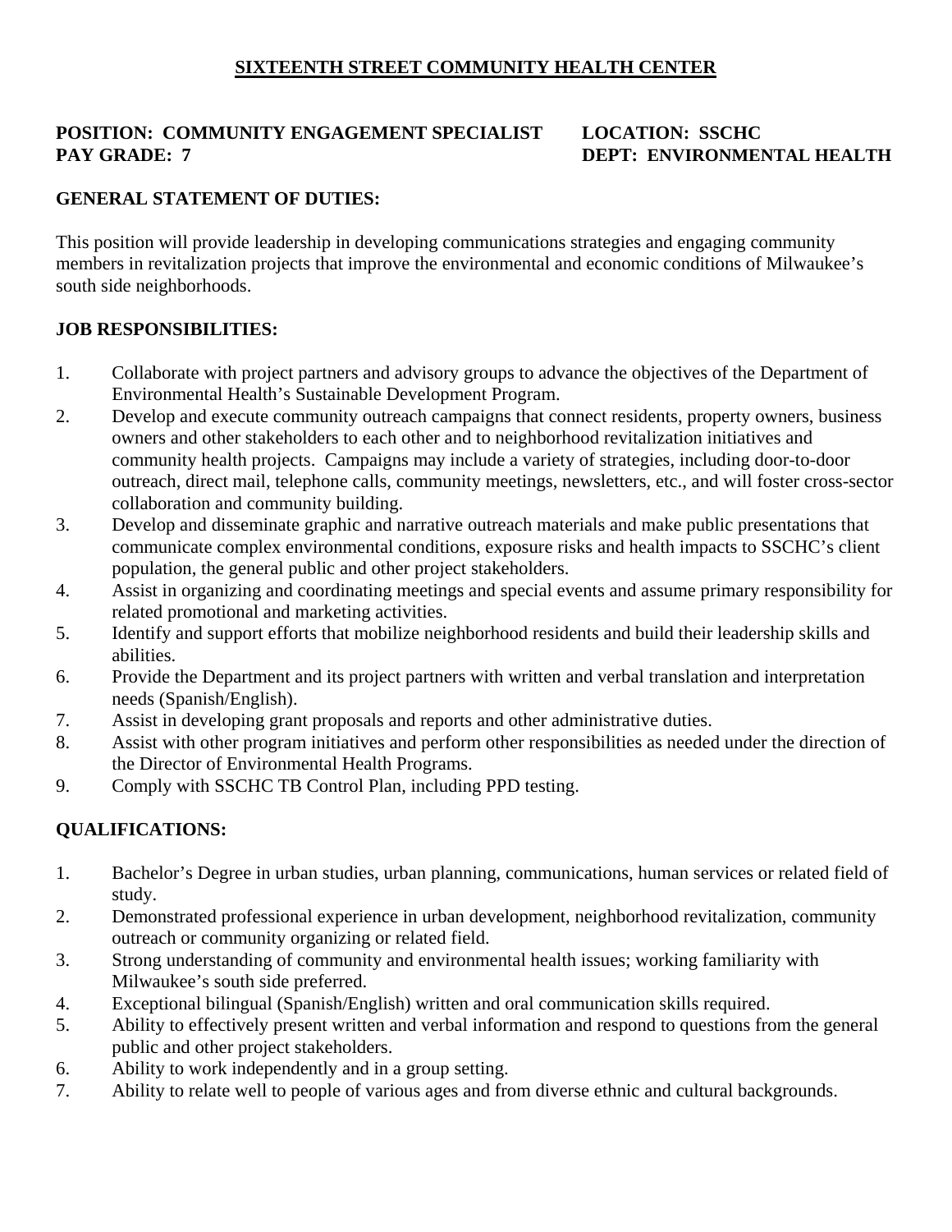# SIXTEENTH STREET COMMUNITY HEALTH CENTER

**POSITION: COMMUNITY ENGAGEMENT SPECIALIST** **LOCATION: SSCHC**
**PAY GRADE: 7** **DEPT: ENVIRONMENTAL HEALTH**

## GENERAL STATEMENT OF DUTIES:

This position will provide leadership in developing communications strategies and engaging community members in revitalization projects that improve the environmental and economic conditions of Milwaukee's south side neighborhoods.

## JOB RESPONSIBILITIES:

1. Collaborate with project partners and advisory groups to advance the objectives of the Department of Environmental Health's Sustainable Development Program.
2. Develop and execute community outreach campaigns that connect residents, property owners, business owners and other stakeholders to each other and to neighborhood revitalization initiatives and community health projects. Campaigns may include a variety of strategies, including door-to-door outreach, direct mail, telephone calls, community meetings, newsletters, etc., and will foster cross-sector collaboration and community building.
3. Develop and disseminate graphic and narrative outreach materials and make public presentations that communicate complex environmental conditions, exposure risks and health impacts to SSCHC's client population, the general public and other project stakeholders.
4. Assist in organizing and coordinating meetings and special events and assume primary responsibility for related promotional and marketing activities.
5. Identify and support efforts that mobilize neighborhood residents and build their leadership skills and abilities.
6. Provide the Department and its project partners with written and verbal translation and interpretation needs (Spanish/English).
7. Assist in developing grant proposals and reports and other administrative duties.
8. Assist with other program initiatives and perform other responsibilities as needed under the direction of the Director of Environmental Health Programs.
9. Comply with SSCHC TB Control Plan, including PPD testing.

## QUALIFICATIONS:

1. Bachelor's Degree in urban studies, urban planning, communications, human services or related field of study.
2. Demonstrated professional experience in urban development, neighborhood revitalization, community outreach or community organizing or related field.
3. Strong understanding of community and environmental health issues; working familiarity with Milwaukee's south side preferred.
4. Exceptional bilingual (Spanish/English) written and oral communication skills required.
5. Ability to effectively present written and verbal information and respond to questions from the general public and other project stakeholders.
6. Ability to work independently and in a group setting.
7. Ability to relate well to people of various ages and from diverse ethnic and cultural backgrounds.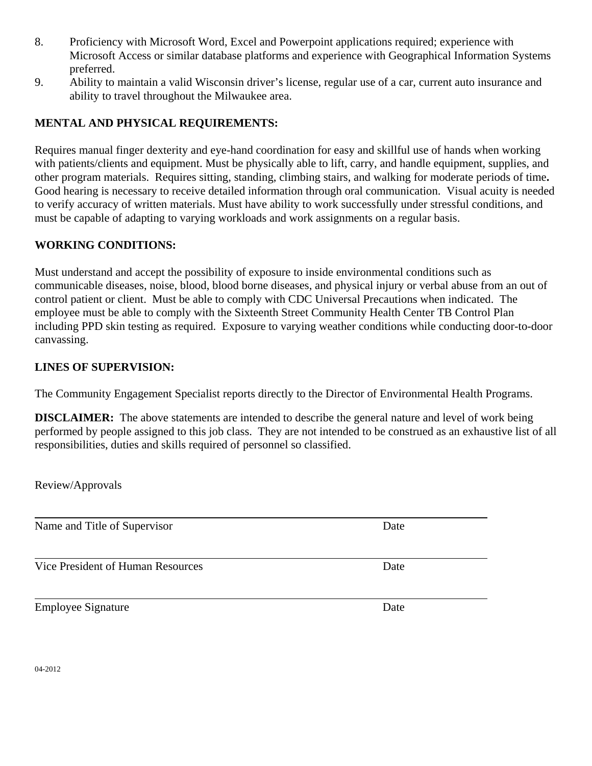8. Proficiency with Microsoft Word, Excel and Powerpoint applications required; experience with Microsoft Access or similar database platforms and experience with Geographical Information Systems preferred.
9. Ability to maintain a valid Wisconsin driver's license, regular use of a car, current auto insurance and ability to travel throughout the Milwaukee area.

**MENTAL AND PHYSICAL REQUIREMENTS:**

Requires manual finger dexterity and eye-hand coordination for easy and skillful use of hands when working with patients/clients and equipment. Must be physically able to lift, carry, and handle equipment, supplies, and other program materials. Requires sitting, standing, climbing stairs, and walking for moderate periods of time**.** Good hearing is necessary to receive detailed information through oral communication. Visual acuity is needed to verify accuracy of written materials. Must have ability to work successfully under stressful conditions, and must be capable of adapting to varying workloads and work assignments on a regular basis.

**WORKING CONDITIONS:**

Must understand and accept the possibility of exposure to inside environmental conditions such as communicable diseases, noise, blood, blood borne diseases, and physical injury or verbal abuse from an out of control patient or client. Must be able to comply with CDC Universal Precautions when indicated. The employee must be able to comply with the Sixteenth Street Community Health Center TB Control Plan including PPD skin testing as required. Exposure to varying weather conditions while conducting door-to-door canvassing.

**LINES OF SUPERVISION:**

The Community Engagement Specialist reports directly to the Director of Environmental Health Programs.

**DISCLAIMER:** The above statements are intended to describe the general nature and level of work being performed by people assigned to this job class. They are not intended to be construed as an exhaustive list of all responsibilities, duties and skills required of personnel so classified.

Review/Approvals

_______________________________________________________________

Name and Title of Supervisor Date

_______________________________________________________________

Vice President of Human Resources Date

_______________________________________________________________

Employee Signature Date

04-2012